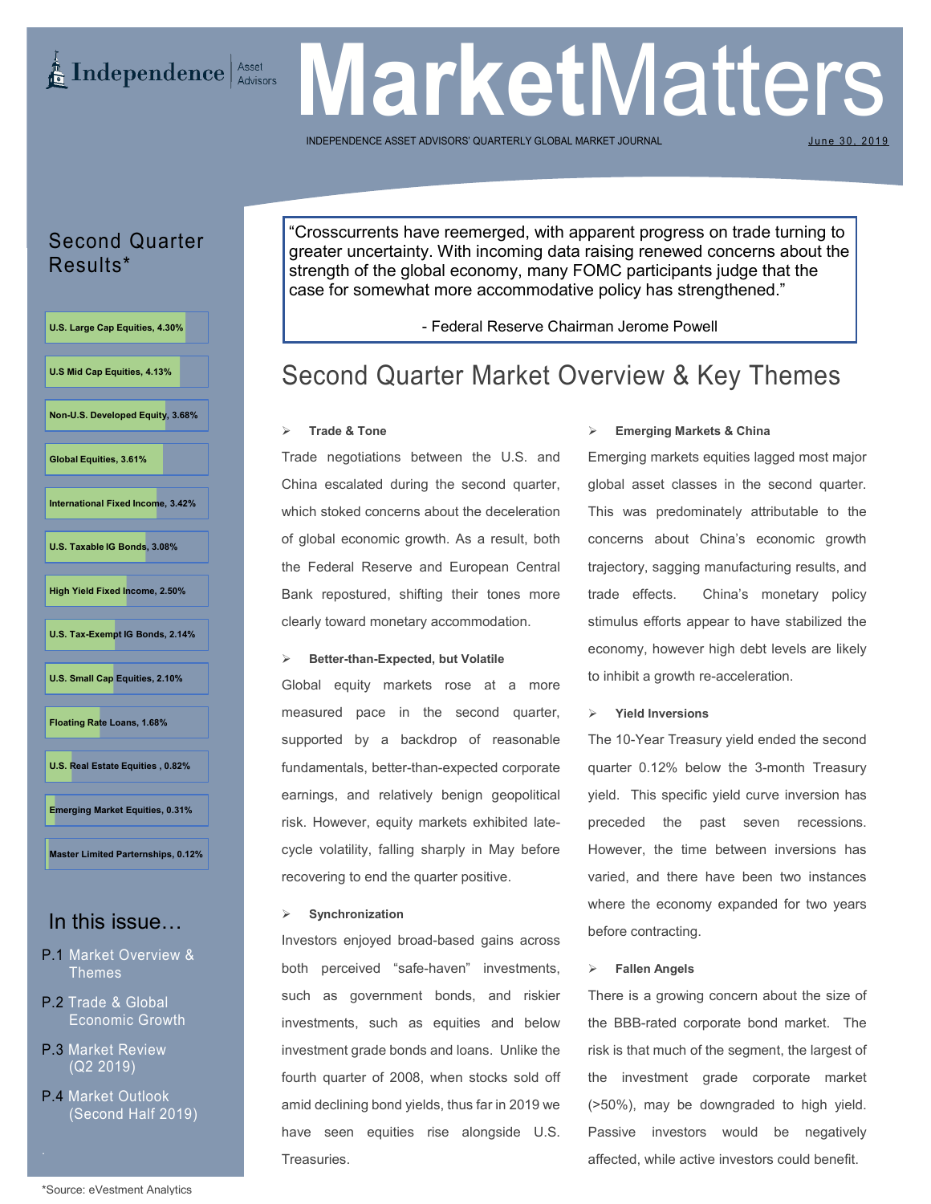# Independence Asset Advisors

# MarketMatters

INDEPENDENCE ASSET ADVISORS' QUARTERLY GLOBAL MARKET JOURNAL

June 30, 2019

## Second Quarter Results*

- U.S. Large Cap Equities, 4.30%
- U.S Mid Cap Equities, 4.13%
- Non-U.S. Developed Equity, 3.68%
- Global Equities, 3.61%
- International Fixed Income, 3.42%
- U.S. Taxable IG Bonds, 3.08%
- High Yield Fixed Income, 2.50%
- U.S. Tax-Exempt IG Bonds, 2.14%
- U.S. Small Cap Equities, 2.10%
- Floating Rate Loans, 1.68%
- U.S. Real Estate Equities , 0.82%
- Emerging Market Equities, 0.31%
- Master Limited Partnerships, 0.12%

## In this issue…

- P.1 Market Overview & Themes
- P.2 Trade & Global Economic Growth
- P.3 Market Review (Q2 2019)
- P.4 Market Outlook (Second Half 2019)

*Source: eVestment Analytics

> "Crosscurrents have reemerged, with apparent progress on trade turning to greater uncertainty. With incoming data raising renewed concerns about the strength of the global economy, many FOMC participants judge that the case for somewhat more accommodative policy has strengthened."
>
> - Federal Reserve Chairman Jerome Powell

# Second Quarter Market Overview & Key Themes

### Trade & Tone

Trade negotiations between the U.S. and China escalated during the second quarter, which stoked concerns about the deceleration of global economic growth. As a result, both the Federal Reserve and European Central Bank repostured, shifting their tones more clearly toward monetary accommodation.

### Better-than-Expected, but Volatile

Global equity markets rose at a more measured pace in the second quarter, supported by a backdrop of reasonable fundamentals, better-than-expected corporate earnings, and relatively benign geopolitical risk. However, equity markets exhibited late-cycle volatility, falling sharply in May before recovering to end the quarter positive.

### Synchronization

Investors enjoyed broad-based gains across both perceived "safe-haven" investments, such as government bonds, and riskier investments, such as equities and below investment grade bonds and loans. Unlike the fourth quarter of 2008, when stocks sold off amid declining bond yields, thus far in 2019 we have seen equities rise alongside U.S. Treasuries.

### Emerging Markets & China

Emerging markets equities lagged most major global asset classes in the second quarter. This was predominately attributable to the concerns about China's economic growth trajectory, sagging manufacturing results, and trade effects. China's monetary policy stimulus efforts appear to have stabilized the economy, however high debt levels are likely to inhibit a growth re-acceleration.

### Yield Inversions

The 10-Year Treasury yield ended the second quarter 0.12% below the 3-month Treasury yield. This specific yield curve inversion has preceded the past seven recessions. However, the time between inversions has varied, and there have been two instances where the economy expanded for two years before contracting.

### Fallen Angels

There is a growing concern about the size of the BBB-rated corporate bond market. The risk is that much of the segment, the largest of the investment grade corporate market (>50%), may be downgraded to high yield. Passive investors would be negatively affected, while active investors could benefit.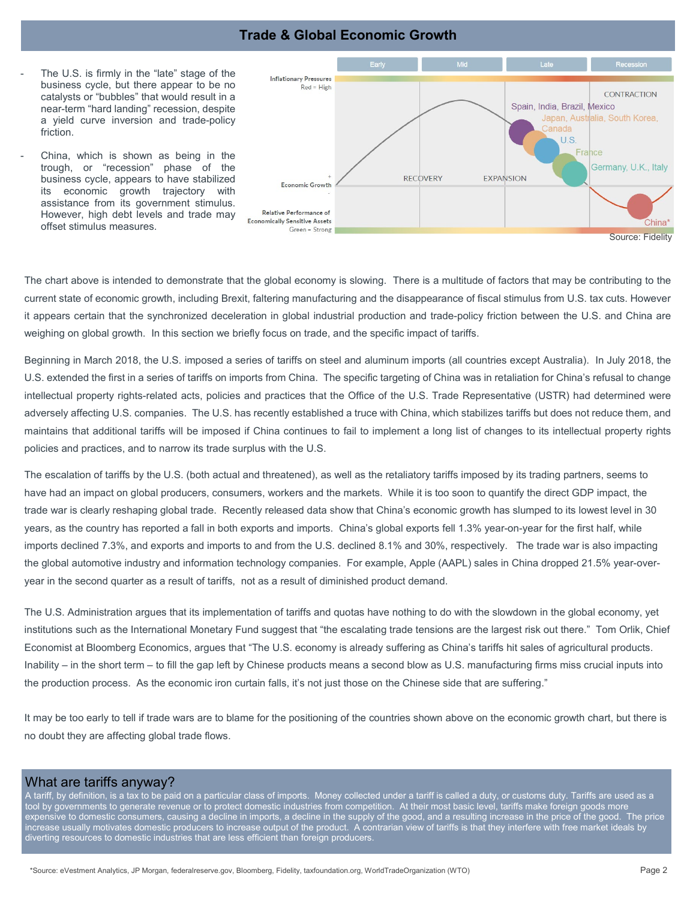# Trade & Global Economic Growth

- The U.S. is firmly in the "late" stage of the business cycle, but there appear to be no catalysts or "bubbles" that would result in a near-term "hard landing" recession, despite a yield curve inversion and trade-policy friction.
- China, which is shown as being in the trough, or "recession" phase of the business cycle, appears to have stabilized its economic growth trajectory with assistance from its government stimulus. However, high debt levels and trade may offset stimulus measures.

Early | Mid | Late | Recession

Inflationary Pressures Red = High

CONTRACTION

Spain, India, Brazil, Mexico

Japan, Australia, South Korea, Canada

U.S.

France

Germany, U.K., Italy

Economic Growth

RECOVERY

EXPANSION

China*

Relative Performance of Economically Sensitive Assets Green = Strong

Source: Fidelity

The chart above is intended to demonstrate that the global economy is slowing. There is a multitude of factors that may be contributing to the current state of economic growth, including Brexit, faltering manufacturing and the disappearance of fiscal stimulus from U.S. tax cuts. However it appears certain that the synchronized deceleration in global industrial production and trade-policy friction between the U.S. and China are weighing on global growth. In this section we briefly focus on trade, and the specific impact of tariffs.

Beginning in March 2018, the U.S. imposed a series of tariffs on steel and aluminum imports (all countries except Australia). In July 2018, the U.S. extended the first in a series of tariffs on imports from China. The specific targeting of China was in retaliation for China's refusal to change intellectual property rights-related acts, policies and practices that the Office of the U.S. Trade Representative (USTR) had determined were adversely affecting U.S. companies. The U.S. has recently established a truce with China, which stabilizes tariffs but does not reduce them, and maintains that additional tariffs will be imposed if China continues to fail to implement a long list of changes to its intellectual property rights policies and practices, and to narrow its trade surplus with the U.S.

The escalation of tariffs by the U.S. (both actual and threatened), as well as the retaliatory tariffs imposed by its trading partners, seems to have had an impact on global producers, consumers, workers and the markets. While it is too soon to quantify the direct GDP impact, the trade war is clearly reshaping global trade. Recently released data show that China's economic growth has slumped to its lowest level in 30 years, as the country has reported a fall in both exports and imports. China's global exports fell 1.3% year-on-year for the first half, while imports declined 7.3%, and exports and imports to and from the U.S. declined 8.1% and 30%, respectively. The trade war is also impacting the global automotive industry and information technology companies. For example, Apple (AAPL) sales in China dropped 21.5% year-over-year in the second quarter as a result of tariffs, not as a result of diminished product demand.

The U.S. Administration argues that its implementation of tariffs and quotas have nothing to do with the slowdown in the global economy, yet institutions such as the International Monetary Fund suggest that "the escalating trade tensions are the largest risk out there." Tom Orlik, Chief Economist at Bloomberg Economics, argues that "The U.S. economy is already suffering as China's tariffs hit sales of agricultural products. Inability – in the short term – to fill the gap left by Chinese products means a second blow as U.S. manufacturing firms miss crucial inputs into the production process. As the economic iron curtain falls, it's not just those on the Chinese side that are suffering."

It may be too early to tell if trade wars are to blame for the positioning of the countries shown above on the economic growth chart, but there is no doubt they are affecting global trade flows.

## What are tariffs anyway?

A tariff, by definition, is a tax to be paid on a particular class of imports. Money collected under a tariff is called a duty, or customs duty. Tariffs are used as a tool by governments to generate revenue or to protect domestic industries from competition. At their most basic level, tariffs make foreign goods more expensive to domestic consumers, causing a decline in imports, a decline in the supply of the good, and a resulting increase in the price of the good. The price increase usually motivates domestic producers to increase output of the product. A contrarian view of tariffs is that they interfere with free market ideals by diverting resources to domestic industries that are less efficient than foreign producers.

*Source: eVestment Analytics, JP Morgan, federalreserve.gov, Bloomberg, Fidelity, taxfoundation.org, WorldTradeOrganization (WTO)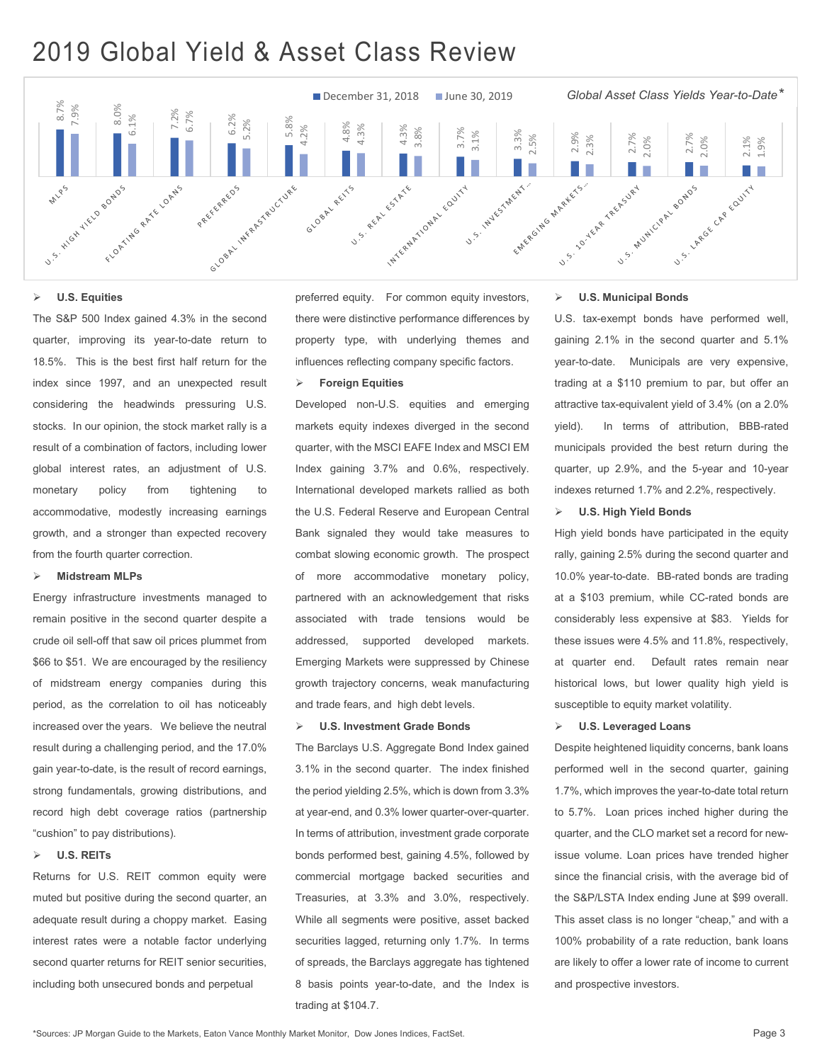# 2019 Global Yield & Asset Class Review

*Global Asset Class Yields Year-to-Date**

| Asset Class | December 31, 2018 | June 30, 2019 |
|---|---|---|
| MLPs | 8.7% | 7.9% |
| U.S. High Yield Bonds | 8.0% | 6.1% |
| Floating Rate Loans | 7.2% | 6.7% |
| Preferreds | 6.2% | 5.2% |
| Global Infrastructure | 5.8% | 4.2% |
| Global REITs | 4.8% | 4.3% |
| U.S. Real Estate | 4.3% | 3.8% |
| International Equity | 3.7% | 3.1% |
| U.S. Investment… | 3.3% | 2.5% |
| Emerging Markets… | 2.9% | 2.3% |
| U.S. 10-Year Treasury | 2.7% | 2.0% |
| U.S. Municipal Bonds | 2.7% | 2.0% |
| U.S. Large Cap Equity | 2.1% | 1.9% |

- **U.S. Equities**

The S&P 500 Index gained 4.3% in the second quarter, improving its year-to-date return to 18.5%. This is the best first half return for the index since 1997, and an unexpected result considering the headwinds pressuring U.S. stocks. In our opinion, the stock market rally is a result of a combination of factors, including lower global interest rates, an adjustment of U.S. monetary policy from tightening to accommodative, modestly increasing earnings growth, and a stronger than expected recovery from the fourth quarter correction.

- **Midstream MLPs**

Energy infrastructure investments managed to remain positive in the second quarter despite a crude oil sell-off that saw oil prices plummet from $66 to $51. We are encouraged by the resiliency of midstream energy companies during this period, as the correlation to oil has noticeably increased over the years. We believe the neutral result during a challenging period, and the 17.0% gain year-to-date, is the result of record earnings, strong fundamentals, growing distributions, and record high debt coverage ratios (partnership "cushion" to pay distributions).

- **U.S. REITs**

Returns for U.S. REIT common equity were muted but positive during the second quarter, an adequate result during a choppy market. Easing interest rates were a notable factor underlying second quarter returns for REIT senior securities, including both unsecured bonds and perpetual preferred equity. For common equity investors, there were distinctive performance differences by property type, with underlying themes and influences reflecting company specific factors.

- **Foreign Equities**

Developed non-U.S. equities and emerging markets equity indexes diverged in the second quarter, with the MSCI EAFE Index and MSCI EM Index gaining 3.7% and 0.6%, respectively. International developed markets rallied as both the U.S. Federal Reserve and European Central Bank signaled they would take measures to combat slowing economic growth. The prospect of more accommodative monetary policy, partnered with an acknowledgement that risks associated with trade tensions would be addressed, supported developed markets. Emerging Markets were suppressed by Chinese growth trajectory concerns, weak manufacturing and trade fears, and high debt levels.

- **U.S. Investment Grade Bonds**

The Barclays U.S. Aggregate Bond Index gained 3.1% in the second quarter. The index finished the period yielding 2.5%, which is down from 3.3% at year-end, and 0.3% lower quarter-over-quarter. In terms of attribution, investment grade corporate bonds performed best, gaining 4.5%, followed by commercial mortgage backed securities and Treasuries, at 3.3% and 3.0%, respectively. While all segments were positive, asset backed securities lagged, returning only 1.7%. In terms of spreads, the Barclays aggregate has tightened 8 basis points year-to-date, and the Index is trading at $104.7.

- **U.S. Municipal Bonds**

U.S. tax-exempt bonds have performed well, gaining 2.1% in the second quarter and 5.1% year-to-date. Municipals are very expensive, trading at a $110 premium to par, but offer an attractive tax-equivalent yield of 3.4% (on a 2.0% yield). In terms of attribution, BBB-rated municipals provided the best return during the quarter, up 2.9%, and the 5-year and 10-year indexes returned 1.7% and 2.2%, respectively.

- **U.S. High Yield Bonds**

High yield bonds have participated in the equity rally, gaining 2.5% during the second quarter and 10.0% year-to-date. BB-rated bonds are trading at a $103 premium, while CC-rated bonds are considerably less expensive at $83. Yields for these issues were 4.5% and 11.8%, respectively, at quarter end. Default rates remain near historical lows, but lower quality high yield is susceptible to equity market volatility.

- **U.S. Leveraged Loans**

Despite heightened liquidity concerns, bank loans performed well in the second quarter, gaining 1.7%, which improves the year-to-date total return to 5.7%. Loan prices inched higher during the quarter, and the CLO market set a record for new-issue volume. Loan prices have trended higher since the financial crisis, with the average bid of the S&P/LSTA Index ending June at $99 overall. This asset class is no longer "cheap," and with a 100% probability of a rate reduction, bank loans are likely to offer a lower rate of income to current and prospective investors.

*Sources: JP Morgan Guide to the Markets, Eaton Vance Monthly Market Monitor, Dow Jones Indices, FactSet.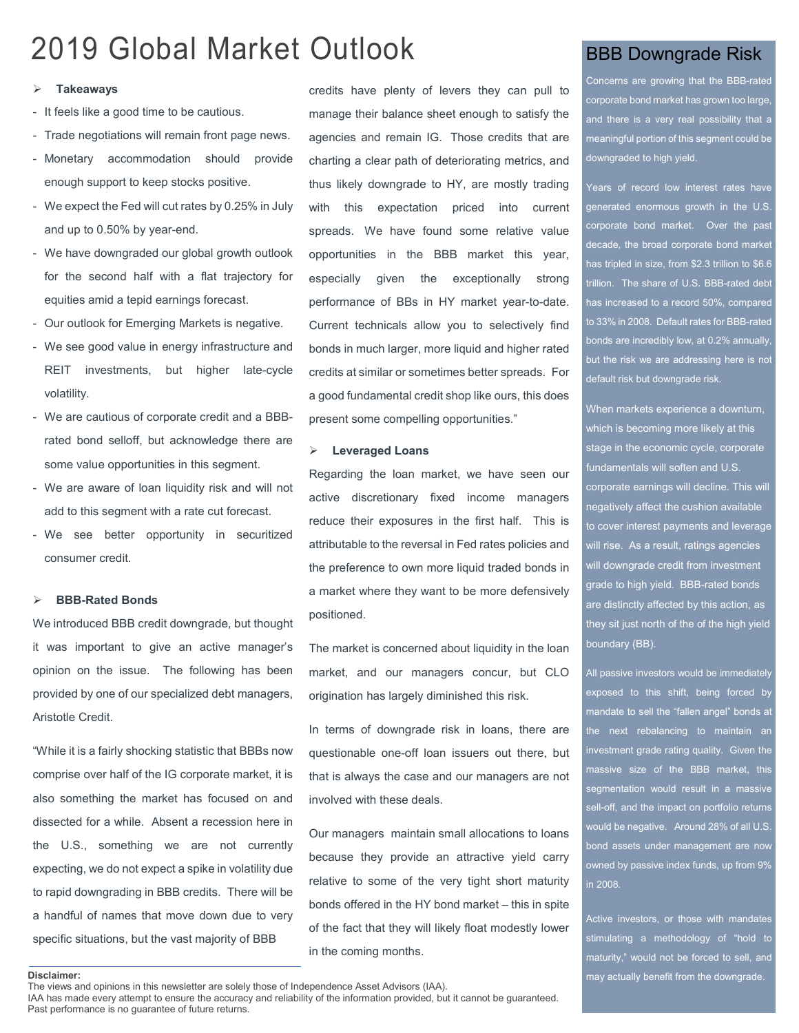# 2019 Global Market Outlook

➢ **Takeaways**

- It feels like a good time to be cautious.
- Trade negotiations will remain front page news.
- Monetary accommodation should provide enough support to keep stocks positive.
- We expect the Fed will cut rates by 0.25% in July and up to 0.50% by year-end.
- We have downgraded our global growth outlook for the second half with a flat trajectory for equities amid a tepid earnings forecast.
- Our outlook for Emerging Markets is negative.
- We see good value in energy infrastructure and REIT investments, but higher late-cycle volatility.
- We are cautious of corporate credit and a BBB-rated bond selloff, but acknowledge there are some value opportunities in this segment.
- We are aware of loan liquidity risk and will not add to this segment with a rate cut forecast.
- We see better opportunity in securitized consumer credit.

➢ **BBB-Rated Bonds**

We introduced BBB credit downgrade, but thought it was important to give an active manager's opinion on the issue. The following has been provided by one of our specialized debt managers, Aristotle Credit.

"While it is a fairly shocking statistic that BBBs now comprise over half of the IG corporate market, it is also something the market has focused on and dissected for a while. Absent a recession here in the U.S., something we are not currently expecting, we do not expect a spike in volatility due to rapid downgrading in BBB credits. There will be a handful of names that move down due to very specific situations, but the vast majority of BBB credits have plenty of levers they can pull to manage their balance sheet enough to satisfy the agencies and remain IG. Those credits that are charting a clear path of deteriorating metrics, and thus likely downgrade to HY, are mostly trading with this expectation priced into current spreads. We have found some relative value opportunities in the BBB market this year, especially given the exceptionally strong performance of BBs in HY market year-to-date. Current technicals allow you to selectively find bonds in much larger, more liquid and higher rated credits at similar or sometimes better spreads. For a good fundamental credit shop like ours, this does present some compelling opportunities."

➢ **Leveraged Loans**

Regarding the loan market, we have seen our active discretionary fixed income managers reduce their exposures in the first half. This is attributable to the reversal in Fed rates policies and the preference to own more liquid traded bonds in a market where they want to be more defensively positioned.

The market is concerned about liquidity in the loan market, and our managers concur, but CLO origination has largely diminished this risk.

In terms of downgrade risk in loans, there are questionable one-off loan issuers out there, but that is always the case and our managers are not involved with these deals.

Our managers maintain small allocations to loans because they provide an attractive yield carry relative to some of the very tight short maturity bonds offered in the HY bond market – this in spite of the fact that they will likely float modestly lower in the coming months.

## BBB Downgrade Risk

Concerns are growing that the BBB-rated corporate bond market has grown too large, and there is a very real possibility that a meaningful portion of this segment could be downgraded to high yield.

Years of record low interest rates have generated enormous growth in the U.S. corporate bond market. Over the past decade, the broad corporate bond market has tripled in size, from $2.3 trillion to $6.6 trillion. The share of U.S. BBB-rated debt has increased to a record 50%, compared to 33% in 2008. Default rates for BBB-rated bonds are incredibly low, at 0.2% annually, but the risk we are addressing here is not default risk but downgrade risk.

When markets experience a downturn, which is becoming more likely at this stage in the economic cycle, corporate fundamentals will soften and U.S. corporate earnings will decline. This will negatively affect the cushion available to cover interest payments and leverage will rise. As a result, ratings agencies will downgrade credit from investment grade to high yield. BBB-rated bonds are distinctly affected by this action, as they sit just north of the of the high yield boundary (BB).

All passive investors would be immediately exposed to this shift, being forced by mandate to sell the "fallen angel" bonds at the next rebalancing to maintain an investment grade rating quality. Given the massive size of the BBB market, this segmentation would result in a massive sell-off, and the impact on portfolio returns would be negative. Around 28% of all U.S. bond assets under management are now owned by passive index funds, up from 9% in 2008.

Active investors, or those with mandates stimulating a methodology of "hold to maturity," would not be forced to sell, and may actually benefit from the downgrade.

**Disclaimer:**
The views and opinions in this newsletter are solely those of Independence Asset Advisors (IAA).
IAA has made every attempt to ensure the accuracy and reliability of the information provided, but it cannot be guaranteed.
Past performance is no guarantee of future returns.